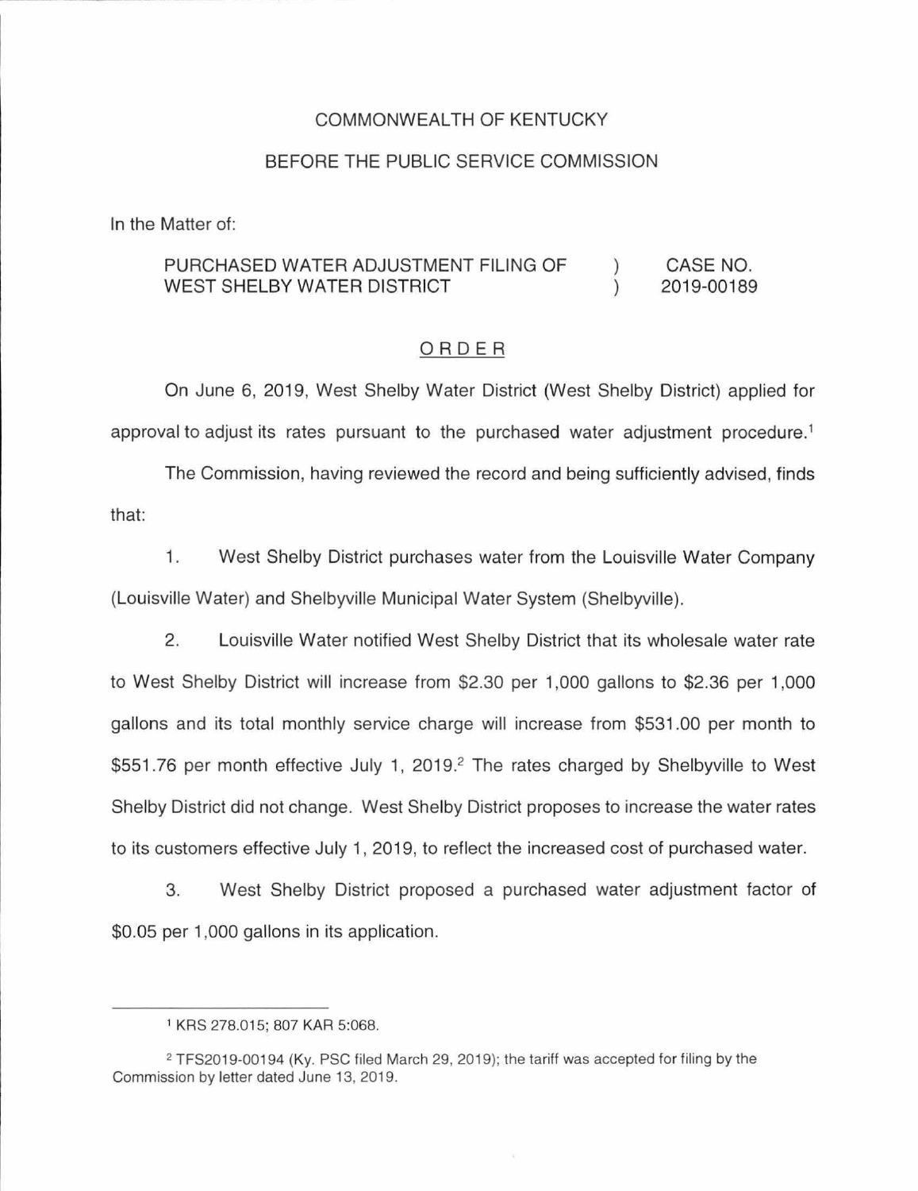COMMONWEALTH OF KENTUCKY

BEFORE THE PUBLIC SERVICE COMMISSION

In the Matter of:

PURCHASED WATER ADJUSTMENT FILING OF WEST SHELBY WATER DISTRICT ) CASE NO. 2019-00189

## ORDER

On June 6, 2019, West Shelby Water District (West Shelby District) applied for approval to adjust its rates pursuant to the purchased water adjustment procedure.[1]

The Commission, having reviewed the record and being sufficiently advised, finds that:

1. West Shelby District purchases water from the Louisville Water Company (Louisville Water) and Shelbyville Municipal Water System (Shelbyville).

2. Louisville Water notified West Shelby District that its wholesale water rate to West Shelby District will increase from $2.30 per 1,000 gallons to $2.36 per 1,000 gallons and its total monthly service charge will increase from $531.00 per month to $551.76 per month effective July 1, 2019.[2] The rates charged by Shelbyville to West Shelby District did not change. West Shelby District proposes to increase the water rates to its customers effective July 1, 2019, to reflect the increased cost of purchased water.

3. West Shelby District proposed a purchased water adjustment factor of $0.05 per 1,000 gallons in its application.

---

[1] KRS 278.015; 807 KAR 5:068.

[2] TFS2019-00194 (Ky. PSC filed March 29, 2019); the tariff was accepted for filing by the Commission by letter dated June 13, 2019.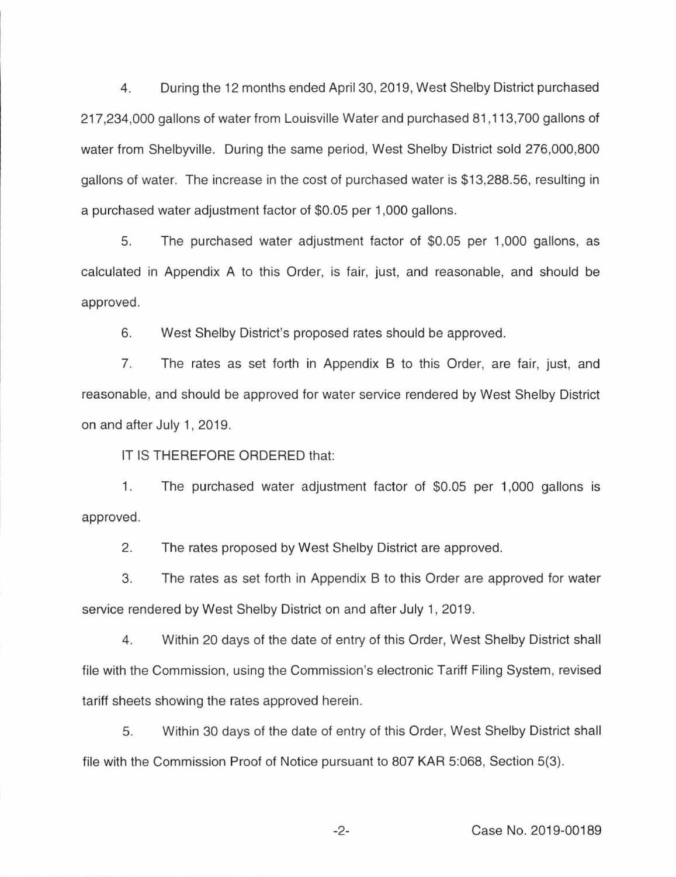4. During the 12 months ended April 30, 2019, West Shelby District purchased 217,234,000 gallons of water from Louisville Water and purchased 81,113,700 gallons of water from Shelbyville. During the same period, West Shelby District sold 276,000,800 gallons of water. The increase in the cost of purchased water is $13,288.56, resulting in a purchased water adjustment factor of $0.05 per 1,000 gallons.

5. The purchased water adjustment factor of $0.05 per 1,000 gallons, as calculated in Appendix A to this Order, is fair, just, and reasonable, and should be approved.

6. West Shelby District's proposed rates should be approved.

7. The rates as set forth in Appendix B to this Order, are fair, just, and reasonable, and should be approved for water service rendered by West Shelby District on and after July 1, 2019.

IT IS THEREFORE ORDERED that:

1. The purchased water adjustment factor of $0.05 per 1,000 gallons is approved.

2. The rates proposed by West Shelby District are approved.

3. The rates as set forth in Appendix B to this Order are approved for water service rendered by West Shelby District on and after July 1, 2019.

4. Within 20 days of the date of entry of this Order, West Shelby District shall file with the Commission, using the Commission's electronic Tariff Filing System, revised tariff sheets showing the rates approved herein.

5. Within 30 days of the date of entry of this Order, West Shelby District shall file with the Commission Proof of Notice pursuant to 807 KAR 5:068, Section 5(3).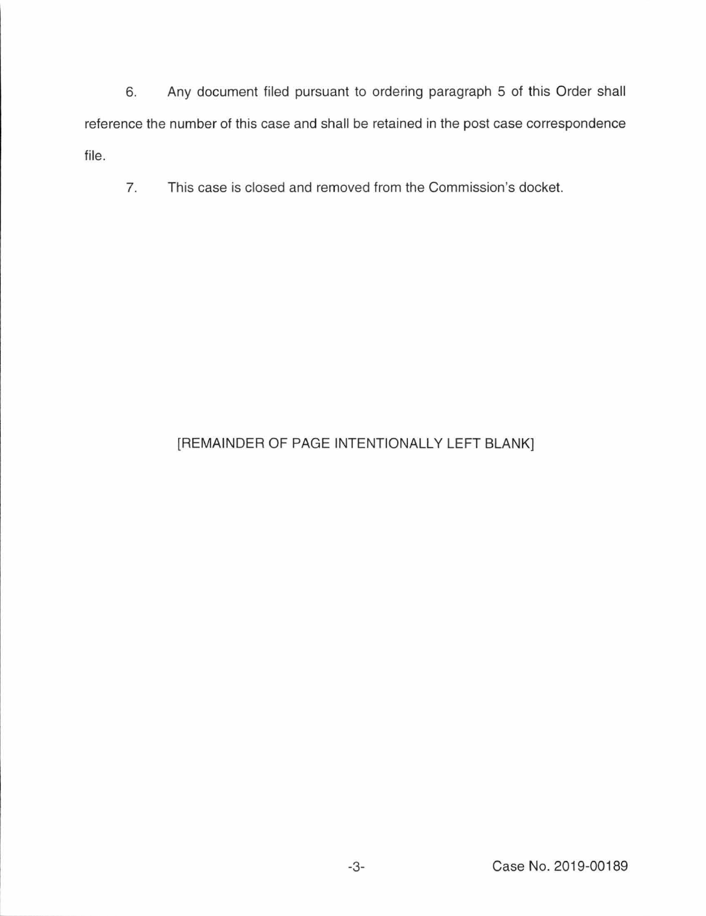6. Any document filed pursuant to ordering paragraph 5 of this Order shall reference the number of this case and shall be retained in the post case correspondence file.

7. This case is closed and removed from the Commission's docket.

[REMAINDER OF PAGE INTENTIONALLY LEFT BLANK]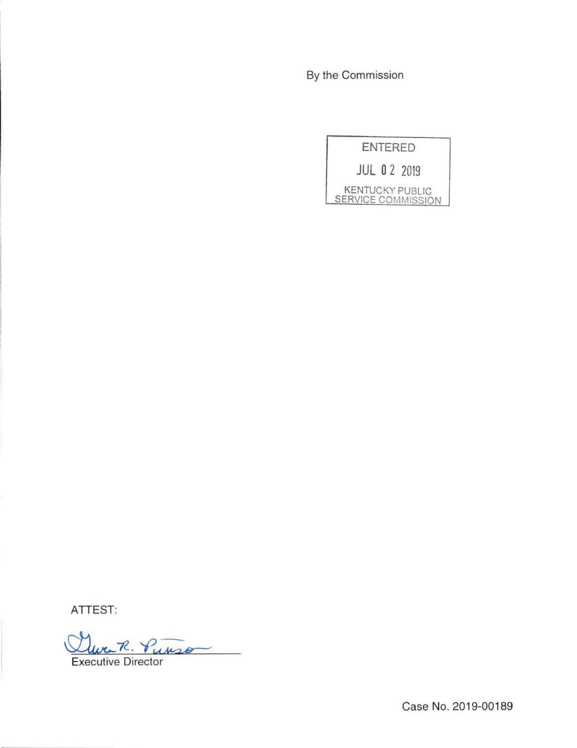By the Commission

ENTERED

JUL 02 2019

KENTUCKY PUBLIC SERVICE COMMISSION

ATTEST:

Gwen R. Pinson

Executive Director

Case No. 2019-00189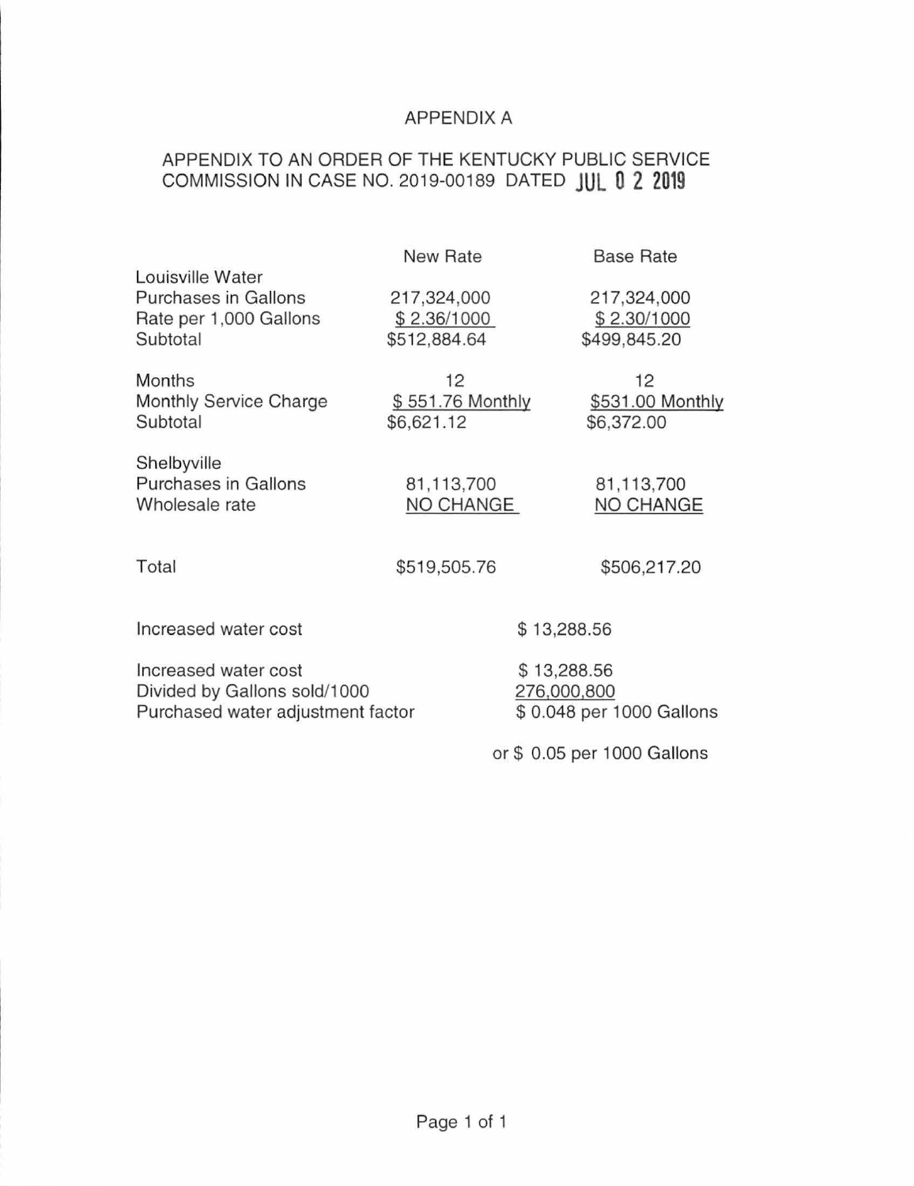APPENDIX A

APPENDIX TO AN ORDER OF THE KENTUCKY PUBLIC SERVICE COMMISSION IN CASE NO. 2019-00189 DATED JUL 0 2 2019

| | New Rate | Base Rate |
|---|---|---|
| Louisville Water | | |
| Purchases in Gallons | 217,324,000 | 217,324,000 |
| Rate per 1,000 Gallons | $ 2.36/1000 | $ 2.30/1000 |
| Subtotal | $512,884.64 | $499,845.20 |
| | | |
| Months | 12 | 12 |
| Monthly Service Charge | $ 551.76 Monthly | $531.00 Monthly |
| Subtotal | $6,621.12 | $6,372.00 |
| | | |
| Shelbyville | | |
| Purchases in Gallons | 81,113,700 | 81,113,700 |
| Wholesale rate | NO CHANGE | NO CHANGE |
| | | |
| Total | $519,505.76 | $506,217.20 |

| | |
|---|---|
| Increased water cost | $ 13,288.56 |
| | |
| Increased water cost | $ 13,288.56 |
| Divided by Gallons sold/1000 | 276,000,800 |
| Purchased water adjustment factor | $ 0.048 per 1000 Gallons |
| | or $ 0.05 per 1000 Gallons |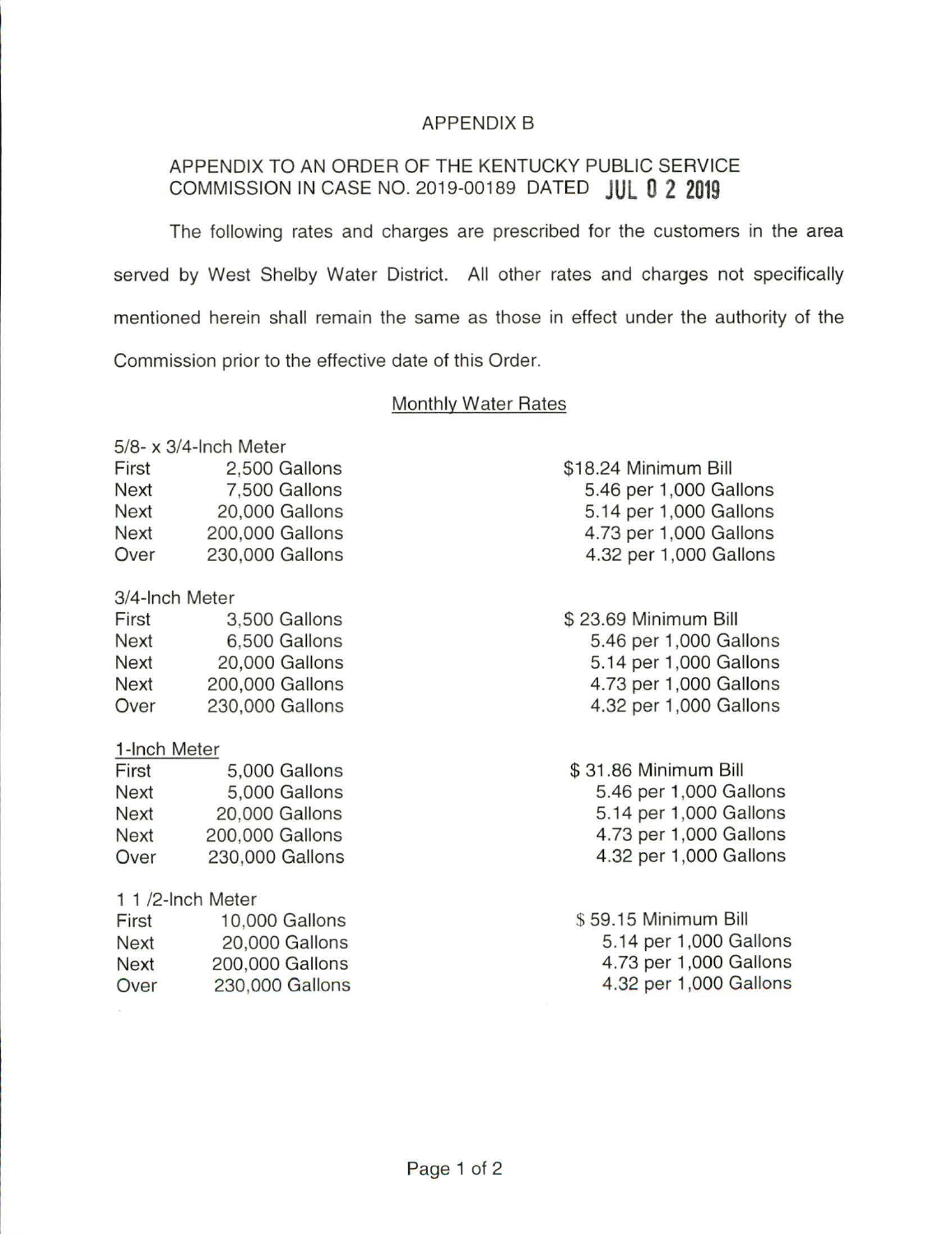APPENDIX B

APPENDIX TO AN ORDER OF THE KENTUCKY PUBLIC SERVICE COMMISSION IN CASE NO. 2019-00189 DATED JUL 0 2 2019

The following rates and charges are prescribed for the customers in the area served by West Shelby Water District. All other rates and charges not specifically mentioned herein shall remain the same as those in effect under the authority of the Commission prior to the effective date of this Order.

Monthly Water Rates

5/8- x 3/4-Inch Meter

| | | |
|---|---|---|
| First | 2,500 Gallons | $18.24 Minimum Bill |
| Next | 7,500 Gallons | 5.46 per 1,000 Gallons |
| Next | 20,000 Gallons | 5.14 per 1,000 Gallons |
| Next | 200,000 Gallons | 4.73 per 1,000 Gallons |
| Over | 230,000 Gallons | 4.32 per 1,000 Gallons |

3/4-Inch Meter

| | | |
|---|---|---|
| First | 3,500 Gallons | $ 23.69 Minimum Bill |
| Next | 6,500 Gallons | 5.46 per 1,000 Gallons |
| Next | 20,000 Gallons | 5.14 per 1,000 Gallons |
| Next | 200,000 Gallons | 4.73 per 1,000 Gallons |
| Over | 230,000 Gallons | 4.32 per 1,000 Gallons |

1-Inch Meter

| | | |
|---|---|---|
| First | 5,000 Gallons | $ 31.86 Minimum Bill |
| Next | 5,000 Gallons | 5.46 per 1,000 Gallons |
| Next | 20,000 Gallons | 5.14 per 1,000 Gallons |
| Next | 200,000 Gallons | 4.73 per 1,000 Gallons |
| Over | 230,000 Gallons | 4.32 per 1,000 Gallons |

1 1 /2-Inch Meter

| | | |
|---|---|---|
| First | 10,000 Gallons | $ 59.15 Minimum Bill |
| Next | 20,000 Gallons | 5.14 per 1,000 Gallons |
| Next | 200,000 Gallons | 4.73 per 1,000 Gallons |
| Over | 230,000 Gallons | 4.32 per 1,000 Gallons |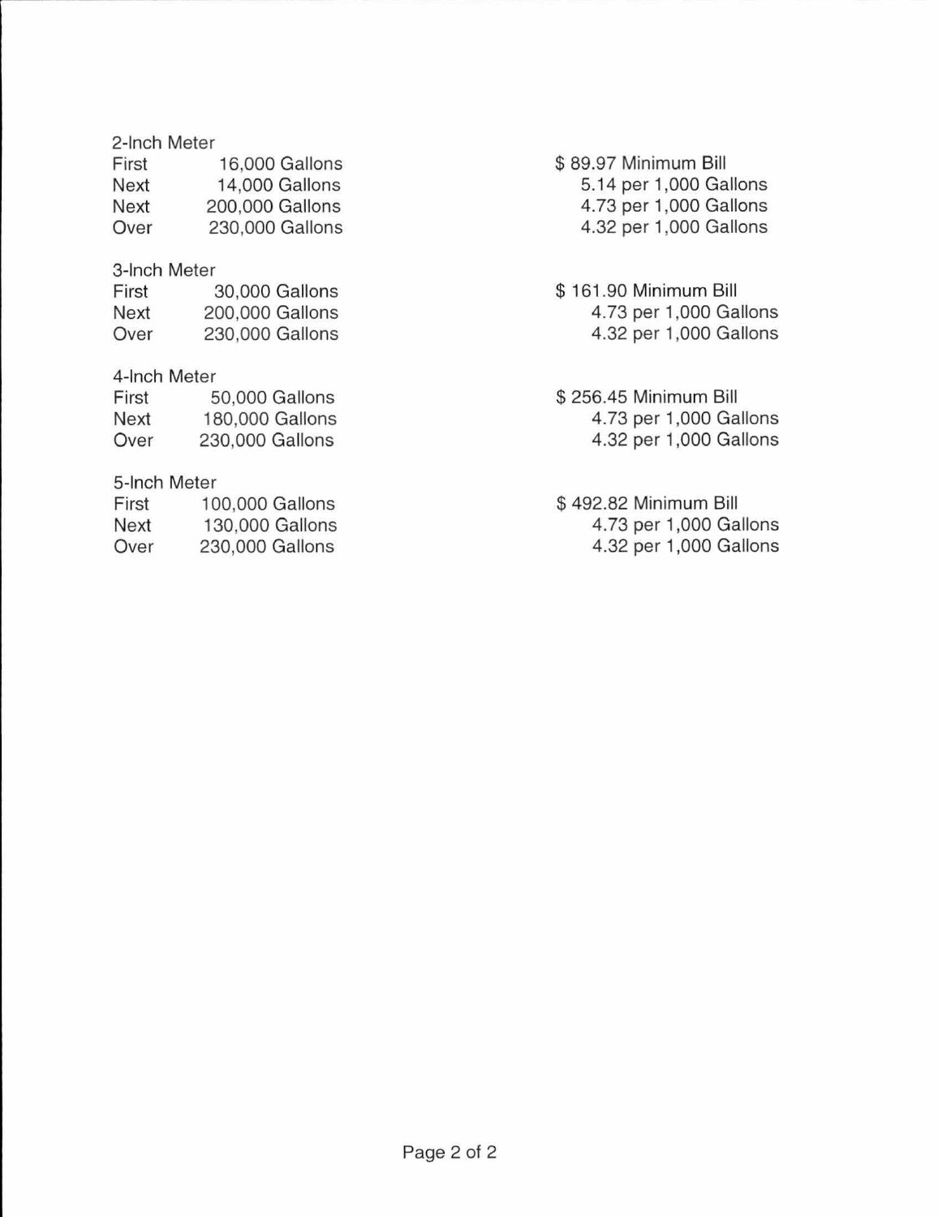2-Inch Meter

| | | |
|---|---|---|
| First | 16,000 Gallons | $ 89.97 Minimum Bill |
| Next | 14,000 Gallons | 5.14 per 1,000 Gallons |
| Next | 200,000 Gallons | 4.73 per 1,000 Gallons |
| Over | 230,000 Gallons | 4.32 per 1,000 Gallons |

3-Inch Meter

| | | |
|---|---|---|
| First | 30,000 Gallons | $ 161.90 Minimum Bill |
| Next | 200,000 Gallons | 4.73 per 1,000 Gallons |
| Over | 230,000 Gallons | 4.32 per 1,000 Gallons |

4-Inch Meter

| | | |
|---|---|---|
| First | 50,000 Gallons | $ 256.45 Minimum Bill |
| Next | 180,000 Gallons | 4.73 per 1,000 Gallons |
| Over | 230,000 Gallons | 4.32 per 1,000 Gallons |

5-Inch Meter

| | | |
|---|---|---|
| First | 100,000 Gallons | $ 492.82 Minimum Bill |
| Next | 130,000 Gallons | 4.73 per 1,000 Gallons |
| Over | 230,000 Gallons | 4.32 per 1,000 Gallons |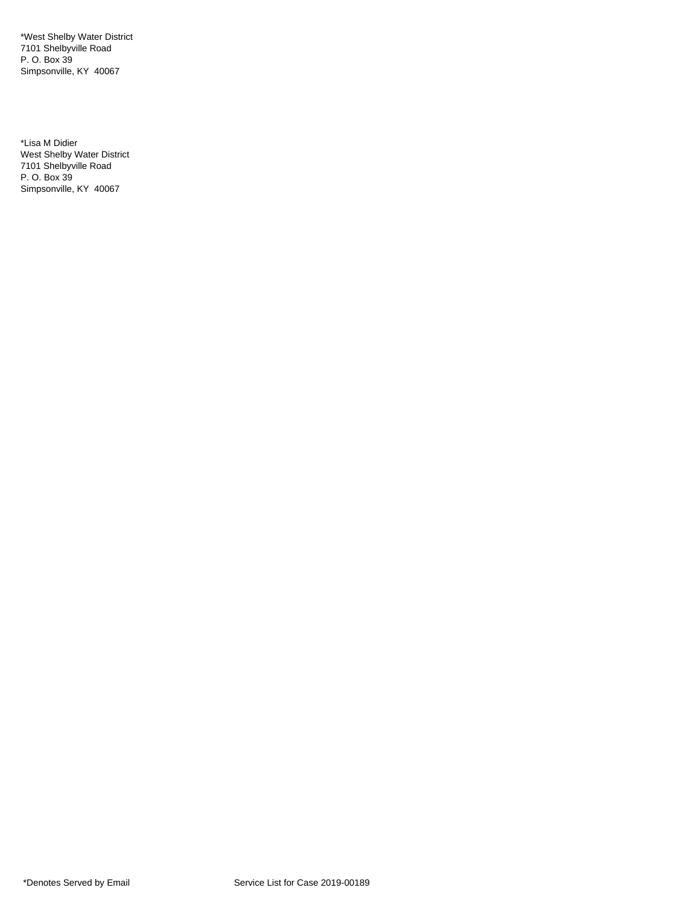*West Shelby Water District
7101 Shelbyville Road
P. O. Box 39
Simpsonville, KY 40067

*Lisa M Didier
West Shelby Water District
7101 Shelbyville Road
P. O. Box 39
Simpsonville, KY 40067